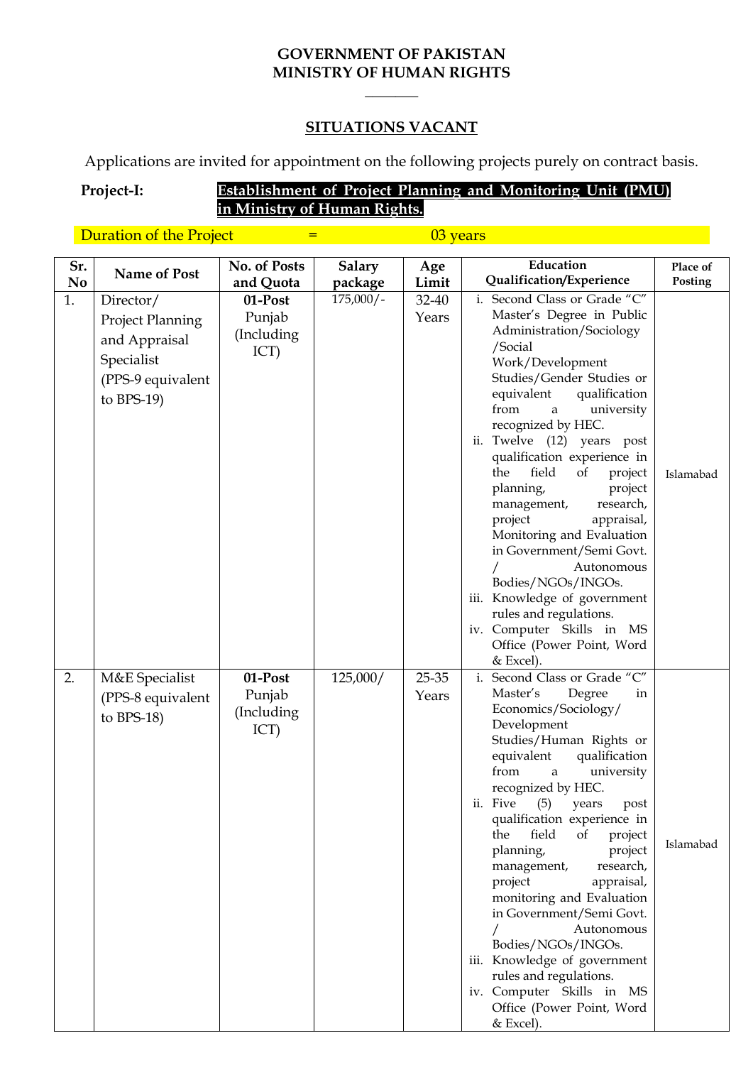**GOVERNMENT OF PAKISTAN**
**MINISTRY OF HUMAN RIGHTS**

## SITUATIONS VACANT

Applications are invited for appointment on the following projects purely on contract basis.

**Project-I:** **Establishment of Project Planning and Monitoring Unit (PMU) in Ministry of Human Rights.**

Duration of the Project = 03 years

| Sr. No | Name of Post | No. of Posts and Quota | Salary package | Age Limit | Education Qualification/Experience | Place of Posting |
|---|---|---|---|---|---|---|
| 1. | Director/ Project Planning and Appraisal Specialist (PPS-9 equivalent to BPS-19) | **01-Post** Punjab (Including ICT) | 175,000/- | 32-40 Years | i. Second Class or Grade "C" Master's Degree in Public Administration/Sociology /Social Work/Development Studies/Gender Studies or equivalent qualification from a university recognized by HEC.<br>ii. Twelve (12) years post qualification experience in the field of project planning, project management, research, project appraisal, Monitoring and Evaluation in Government/Semi Govt. / Autonomous Bodies/NGOs/INGOs.<br>iii. Knowledge of government rules and regulations.<br>iv. Computer Skills in MS Office (Power Point, Word & Excel). | Islamabad |
| 2. | M&E Specialist (PPS-8 equivalent to BPS-18) | **01-Post** Punjab (Including ICT) | 125,000/ | 25-35 Years | i. Second Class or Grade "C" Master's Degree in Economics/Sociology/ Development Studies/Human Rights or equivalent qualification from a university recognized by HEC.<br>ii. Five (5) years post qualification experience in the field of project planning, project management, research, project appraisal, monitoring and Evaluation in Government/Semi Govt. / Autonomous Bodies/NGOs/INGOs.<br>iii. Knowledge of government rules and regulations.<br>iv. Computer Skills in MS Office (Power Point, Word & Excel). | Islamabad |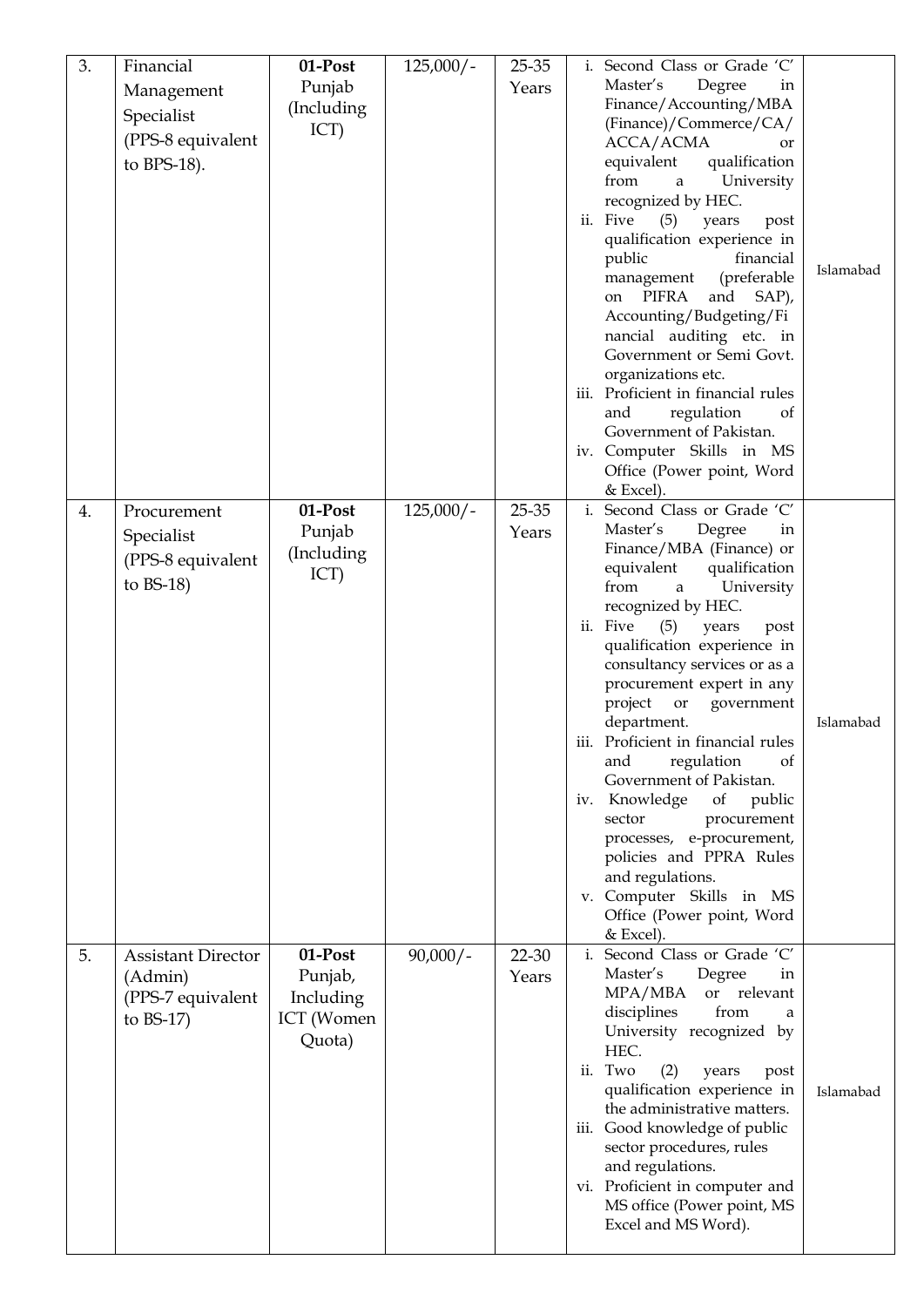| 3. | Financial Management Specialist (PPS-8 equivalent to BPS-18). | **01-Post** Punjab (Including ICT) | 125,000/- | 25-35 Years | i. Second Class or Grade 'C' Master's Degree in Finance/Accounting/MBA (Finance)/Commerce/CA/ ACCA/ACMA or equivalent qualification from a University recognized by HEC.<br>ii. Five (5) years post qualification experience in public financial management (preferable on PIFRA and SAP), Accounting/Budgeting/Financial auditing etc. in Government or Semi Govt. organizations etc.<br>iii. Proficient in financial rules and regulation of Government of Pakistan.<br>iv. Computer Skills in MS Office (Power point, Word & Excel). | Islamabad |
|---|---|---|---|---|---|---|
| 4. | Procurement Specialist (PPS-8 equivalent to BS-18) | **01-Post** Punjab (Including ICT) | 125,000/- | 25-35 Years | i. Second Class or Grade 'C' Master's Degree in Finance/MBA (Finance) or equivalent qualification from a University recognized by HEC.<br>ii. Five (5) years post qualification experience in consultancy services or as a procurement expert in any project or government department.<br>iii. Proficient in financial rules and regulation of Government of Pakistan.<br>iv. Knowledge of public sector procurement processes, e-procurement, policies and PPRA Rules and regulations.<br>v. Computer Skills in MS Office (Power point, Word & Excel). | Islamabad |
| 5. | Assistant Director (Admin) (PPS-7 equivalent to BS-17) | **01-Post** Punjab, Including ICT (Women Quota) | 90,000/- | 22-30 Years | i. Second Class or Grade 'C' Master's Degree in MPA/MBA or relevant disciplines from a University recognized by HEC.<br>ii. Two (2) years post qualification experience in the administrative matters.<br>iii. Good knowledge of public sector procedures, rules and regulations.<br>vi. Proficient in computer and MS office (Power point, MS Excel and MS Word). | Islamabad |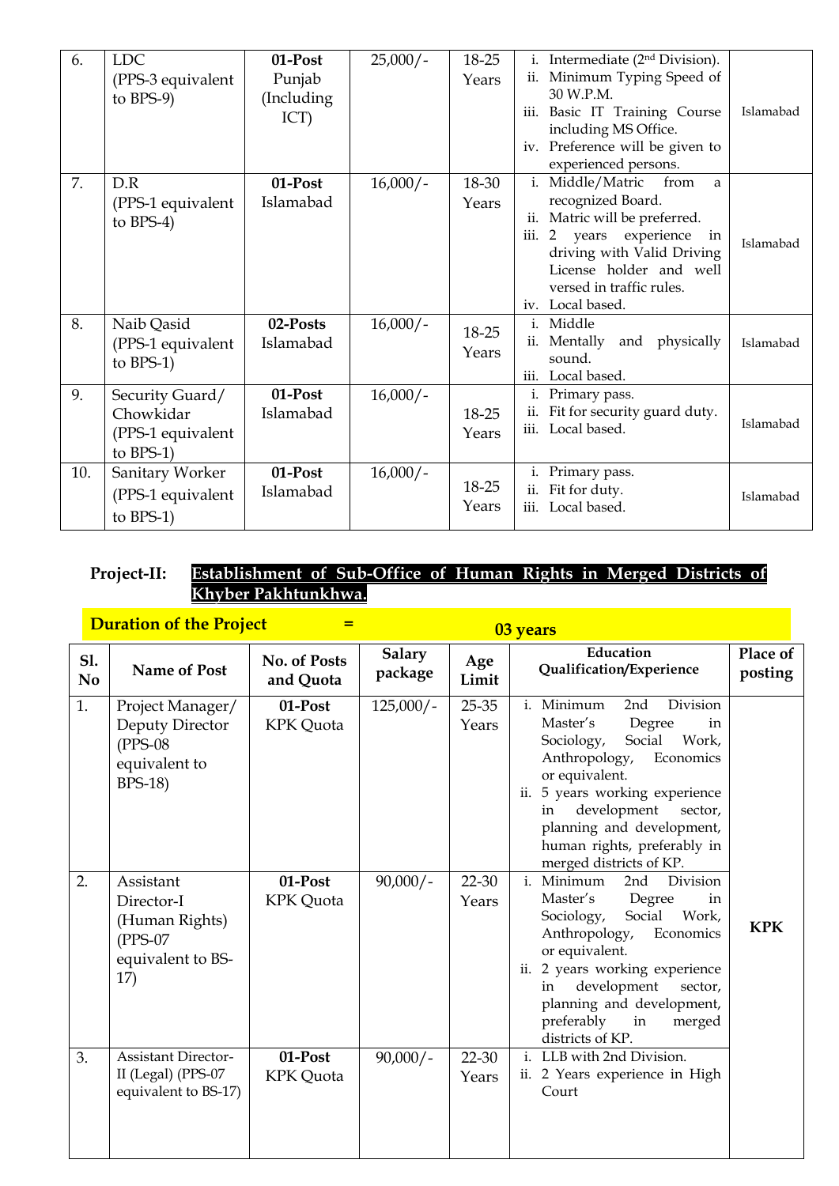| 6. | LDC (PPS-3 equivalent to BPS-9) | **01-Post** Punjab (Including ICT) | 25,000/- | 18-25 Years | i. Intermediate (2nd Division). ii. Minimum Typing Speed of 30 W.P.M. iii. Basic IT Training Course including MS Office. iv. Preference will be given to experienced persons. | Islamabad |
|---|---|---|---|---|---|---|
| 7. | D.R (PPS-1 equivalent to BPS-4) | **01-Post** Islamabad | 16,000/- | 18-30 Years | i. Middle/Matric from a recognized Board. ii. Matric will be preferred. iii. 2 years experience in driving with Valid Driving License holder and well versed in traffic rules. iv. Local based. | Islamabad |
| 8. | Naib Qasid (PPS-1 equivalent to BPS-1) | **02-Posts** Islamabad | 16,000/- | 18-25 Years | i. Middle ii. Mentally and physically sound. iii. Local based. | Islamabad |
| 9. | Security Guard/ Chowkidar (PPS-1 equivalent to BPS-1) | **01-Post** Islamabad | 16,000/- | 18-25 Years | i. Primary pass. ii. Fit for security guard duty. iii. Local based. | Islamabad |
| 10. | Sanitary Worker (PPS-1 equivalent to BPS-1) | **01-Post** Islamabad | 16,000/- | 18-25 Years | i. Primary pass. ii. Fit for duty. iii. Local based. | Islamabad |

**Project-II:** **Establishment of Sub-Office of Human Rights in Merged Districts of Khyber Pakhtunkhwa.**

**Duration of the Project = 03 years**

| Sl. No | Name of Post | No. of Posts and Quota | Salary package | Age Limit | Education Qualification/Experience | Place of posting |
|---|---|---|---|---|---|---|
| 1. | Project Manager/ Deputy Director (PPS-08 equivalent to BPS-18) | **01-Post** KPK Quota | 125,000/- | 25-35 Years | i. Minimum 2nd Division Master's Degree in Sociology, Social Work, Anthropology, Economics or equivalent. ii. 5 years working experience in development sector, planning and development, human rights, preferably in merged districts of KP. | **KPK** |
| 2. | Assistant Director-I (Human Rights) (PPS-07 equivalent to BS-17) | **01-Post** KPK Quota | 90,000/- | 22-30 Years | i. Minimum 2nd Division Master's Degree in Sociology, Social Work, Anthropology, Economics or equivalent. ii. 2 years working experience in development sector, planning and development, preferably in merged districts of KP. | |
| 3. | Assistant Director-II (Legal) (PPS-07 equivalent to BS-17) | **01-Post** KPK Quota | 90,000/- | 22-30 Years | i. LLB with 2nd Division. ii. 2 Years experience in High Court | |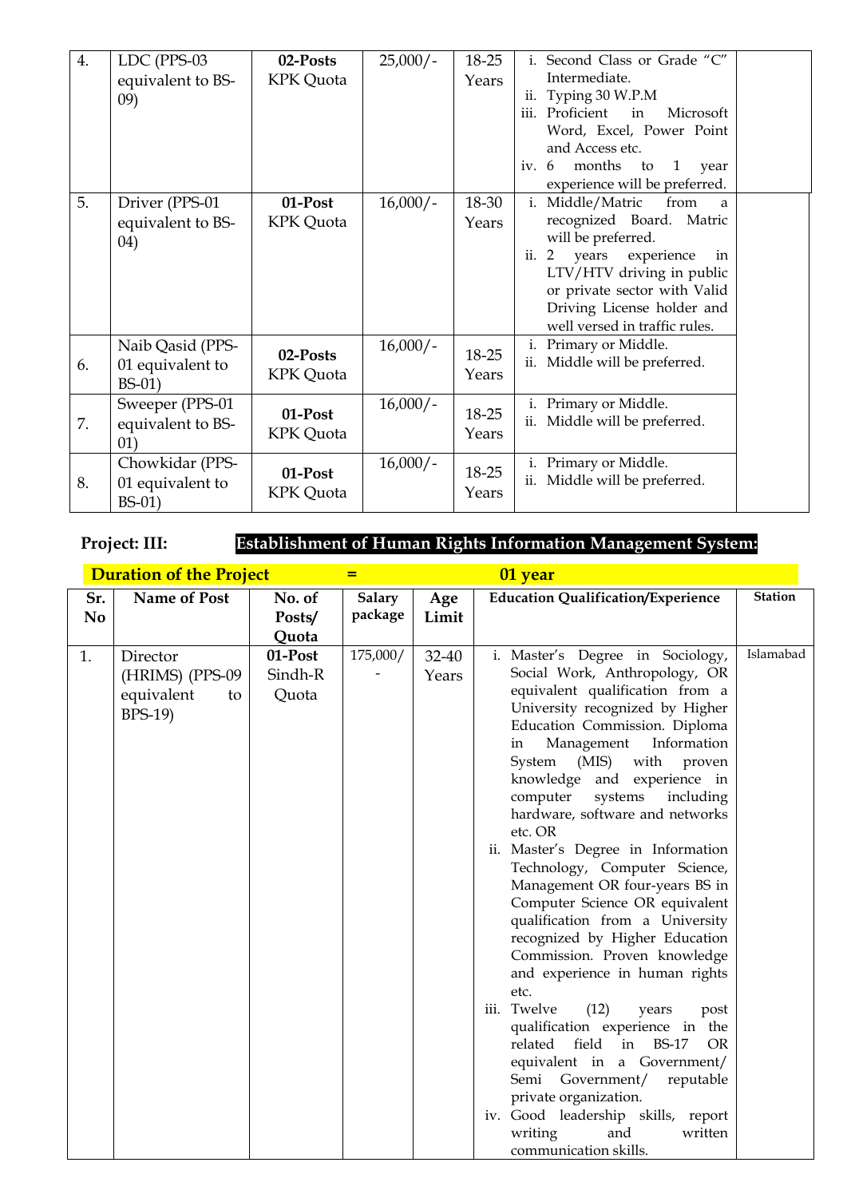| 4. | LDC (PPS-03 equivalent to BS-09) | **02-Posts** KPK Quota | 25,000/- | 18-25 Years | i. Second Class or Grade "C" Intermediate.<br>ii. Typing 30 W.P.M<br>iii. Proficient in Microsoft Word, Excel, Power Point and Access etc.<br>iv. 6 months to 1 year experience will be preferred. | |
|---|---|---|---|---|---|---|
| 5. | Driver (PPS-01 equivalent to BS-04) | **01-Post** KPK Quota | 16,000/- | 18-30 Years | i. Middle/Matric from a recognized Board. Matric will be preferred.<br>ii. 2 years experience in LTV/HTV driving in public or private sector with Valid Driving License holder and well versed in traffic rules. | |
| 6. | Naib Qasid (PPS-01 equivalent to BS-01) | **02-Posts** KPK Quota | 16,000/- | 18-25 Years | i. Primary or Middle.<br>ii. Middle will be preferred. | |
| 7. | Sweeper (PPS-01 equivalent to BS-01) | **01-Post** KPK Quota | 16,000/- | 18-25 Years | i. Primary or Middle.<br>ii. Middle will be preferred. | |
| 8. | Chowkidar (PPS-01 equivalent to BS-01) | **01-Post** KPK Quota | 16,000/- | 18-25 Years | i. Primary or Middle.<br>ii. Middle will be preferred. | |

**Project: III: Establishment of Human Rights Information Management System:**

**Duration of the Project = 01 year**

| Sr. No | Name of Post | No. of Posts/ Quota | Salary package | Age Limit | Education Qualification/Experience | Station |
|---|---|---|---|---|---|---|
| 1. | Director (HRIMS) (PPS-09 equivalent to BPS-19) | **01-Post** Sindh-R Quota | 175,000/- | 32-40 Years | i. Master's Degree in Sociology, Social Work, Anthropology, OR equivalent qualification from a University recognized by Higher Education Commission. Diploma in Management Information System (MIS) with proven knowledge and experience in computer systems including hardware, software and networks etc. OR<br>ii. Master's Degree in Information Technology, Computer Science, Management OR four-years BS in Computer Science OR equivalent qualification from a University recognized by Higher Education Commission. Proven knowledge and experience in human rights etc.<br>iii. Twelve (12) years post qualification experience in the related field in BS-17 OR equivalent in a Government/ Semi Government/ reputable private organization.<br>iv. Good leadership skills, report writing and written communication skills. | Islamabad |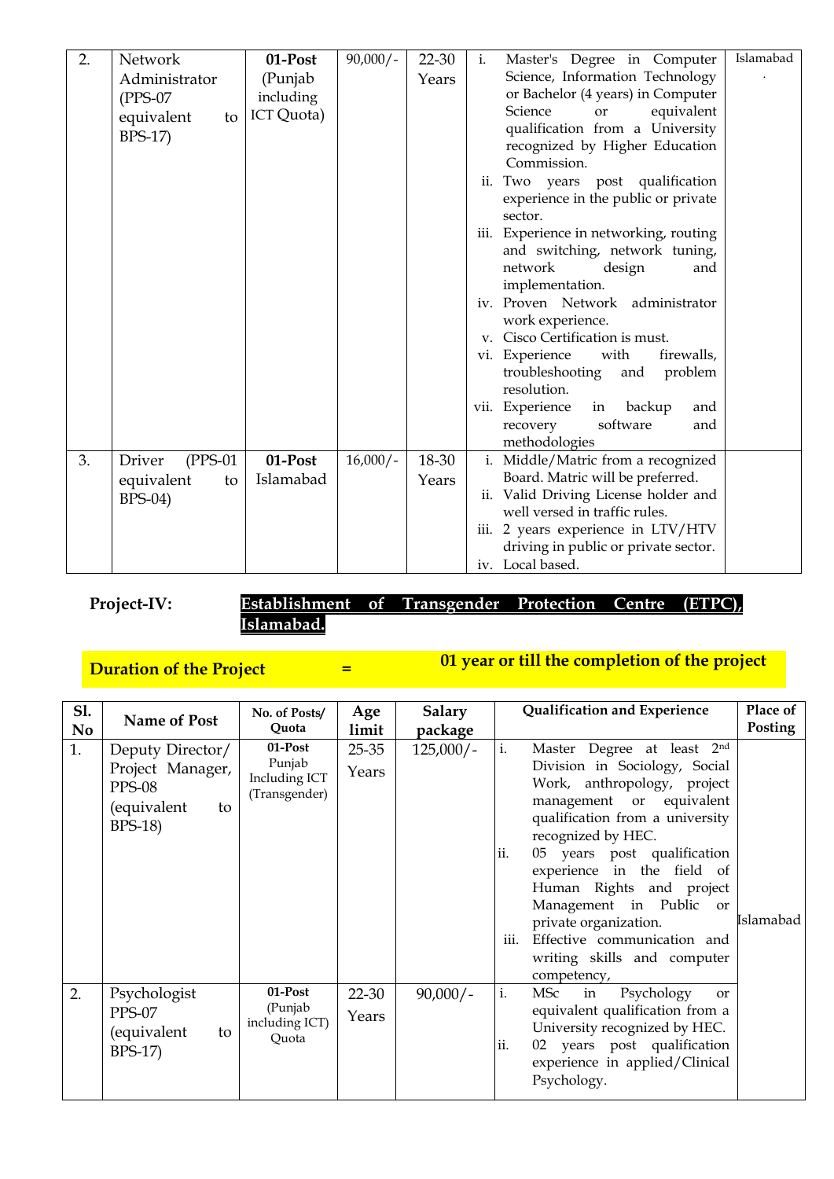| 2. | Network Administrator (PPS-07 equivalent to BPS-17) | **01-Post** (Punjab including ICT Quota) | 90,000/- | 22-30 Years | i. Master's Degree in Computer Science, Information Technology or Bachelor (4 years) in Computer Science or equivalent qualification from a University recognized by Higher Education Commission.<br>ii. Two years post qualification experience in the public or private sector.<br>iii. Experience in networking, routing and switching, network tuning, network design and implementation.<br>iv. Proven Network administrator work experience.<br>v. Cisco Certification is must.<br>vi. Experience with firewalls, troubleshooting and problem resolution.<br>vii. Experience in backup and recovery software and methodologies | Islamabad. |
|---|---|---|---|---|---|---|
| 3. | Driver (PPS-01 equivalent to BPS-04) | **01-Post** Islamabad | 16,000/- | 18-30 Years | i. Middle/Matric from a recognized Board. Matric will be preferred.<br>ii. Valid Driving License holder and well versed in traffic rules.<br>iii. 2 years experience in LTV/HTV driving in public or private sector.<br>iv. Local based. | |

**Project-IV:** **Establishment of Transgender Protection Centre (ETPC), Islamabad.**

**Duration of the Project = 01 year or till the completion of the project**

| Sl. No | Name of Post | No. of Posts/ Quota | Age limit | Salary package | Qualification and Experience | Place of Posting |
|---|---|---|---|---|---|---|
| 1. | Deputy Director/ Project Manager, PPS-08 (equivalent to BPS-18) | **01-Post** Punjab Including ICT (Transgender) | 25-35 Years | 125,000/- | i. Master Degree at least 2nd Division in Sociology, Social Work, anthropology, project management or equivalent qualification from a university recognized by HEC.<br>ii. 05 years post qualification experience in the field of Human Rights and project Management in Public or private organization.<br>iii. Effective communication and writing skills and computer competency, | Islamabad |
| 2. | Psychologist PPS-07 (equivalent to BPS-17) | **01-Post** (Punjab including ICT) Quota | 22-30 Years | 90,000/- | i. MSc in Psychology or equivalent qualification from a University recognized by HEC.<br>ii. 02 years post qualification experience in applied/Clinical Psychology. | |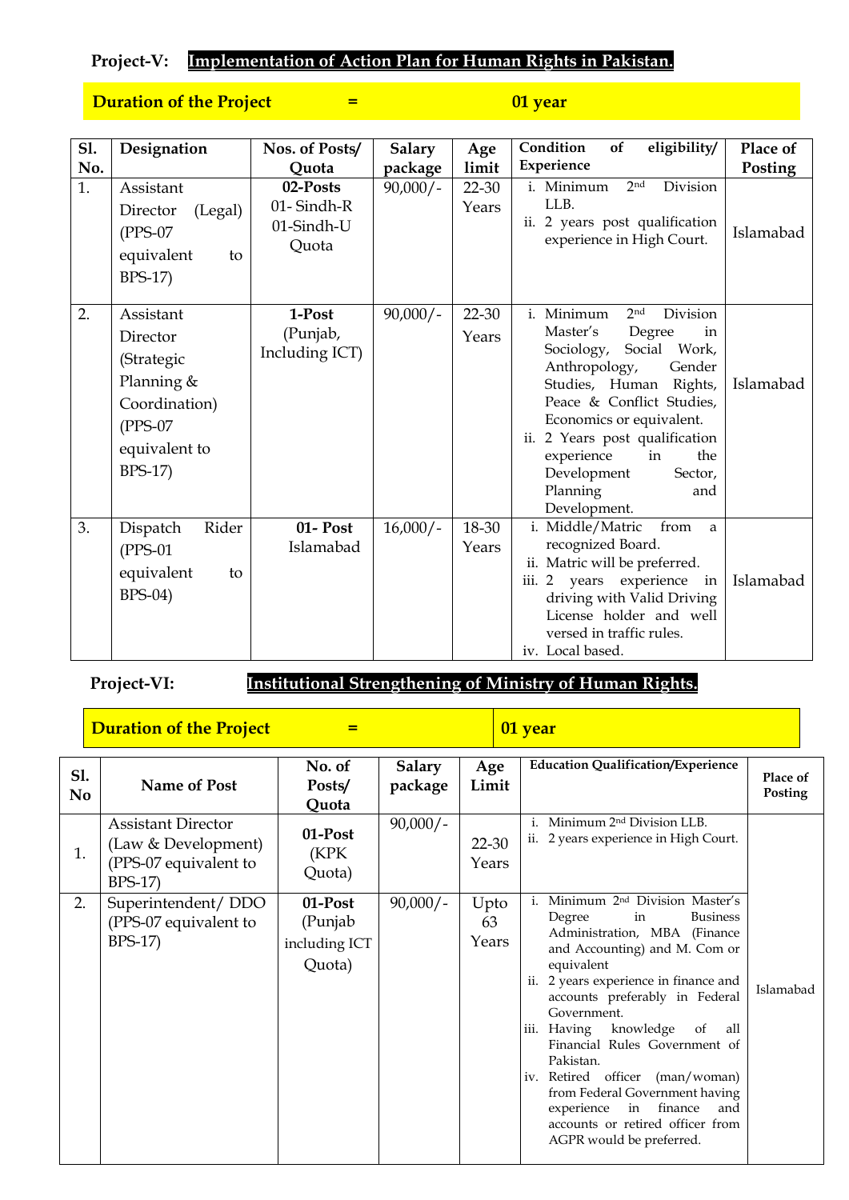**Project-V:** **Implementation of Action Plan for Human Rights in Pakistan.**

**Duration of the Project = 01 year**

| Sl. No. | Designation | Nos. of Posts/ Quota | Salary package | Age limit | Condition of eligibility/ Experience | Place of Posting |
|---|---|---|---|---|---|---|
| 1. | Assistant Director (Legal) (PPS-07 equivalent to BPS-17) | **02-Posts** 01- Sindh-R 01-Sindh-U Quota | 90,000/- | 22-30 Years | i. Minimum 2nd Division LLB. ii. 2 years post qualification experience in High Court. | Islamabad |
| 2. | Assistant Director (Strategic Planning & Coordination) (PPS-07 equivalent to BPS-17) | **1-Post** (Punjab, Including ICT) | 90,000/- | 22-30 Years | i. Minimum 2nd Division Master's Degree in Sociology, Social Work, Anthropology, Gender Studies, Human Rights, Peace & Conflict Studies, Economics or equivalent. ii. 2 Years post qualification experience in the Development Sector, Planning and Development. | Islamabad |
| 3. | Dispatch Rider (PPS-01 equivalent to BPS-04) | **01- Post** Islamabad | 16,000/- | 18-30 Years | i. Middle/Matric from a recognized Board. ii. Matric will be preferred. iii. 2 years experience in driving with Valid Driving License holder and well versed in traffic rules. iv. Local based. | Islamabad |

**Project-VI:** **Institutional Strengthening of Ministry of Human Rights.**

**Duration of the Project = 01 year**

| Sl. No | Name of Post | No. of Posts/ Quota | Salary package | Age Limit | Education Qualification/Experience | Place of Posting |
|---|---|---|---|---|---|---|
| 1. | Assistant Director (Law & Development) (PPS-07 equivalent to BPS-17) | **01-Post** (KPK Quota) | 90,000/- | 22-30 Years | i. Minimum 2nd Division LLB. ii. 2 years experience in High Court. | Islamabad |
| 2. | Superintendent/ DDO (PPS-07 equivalent to BPS-17) | **01-Post** (Punjab including ICT Quota) | 90,000/- | Upto 63 Years | i. Minimum 2nd Division Master's Degree in Business Administration, MBA (Finance and Accounting) and M. Com or equivalent ii. 2 years experience in finance and accounts preferably in Federal Government. iii. Having knowledge of all Financial Rules Government of Pakistan. iv. Retired officer (man/woman) from Federal Government having experience in finance and accounts or retired officer from AGPR would be preferred. | |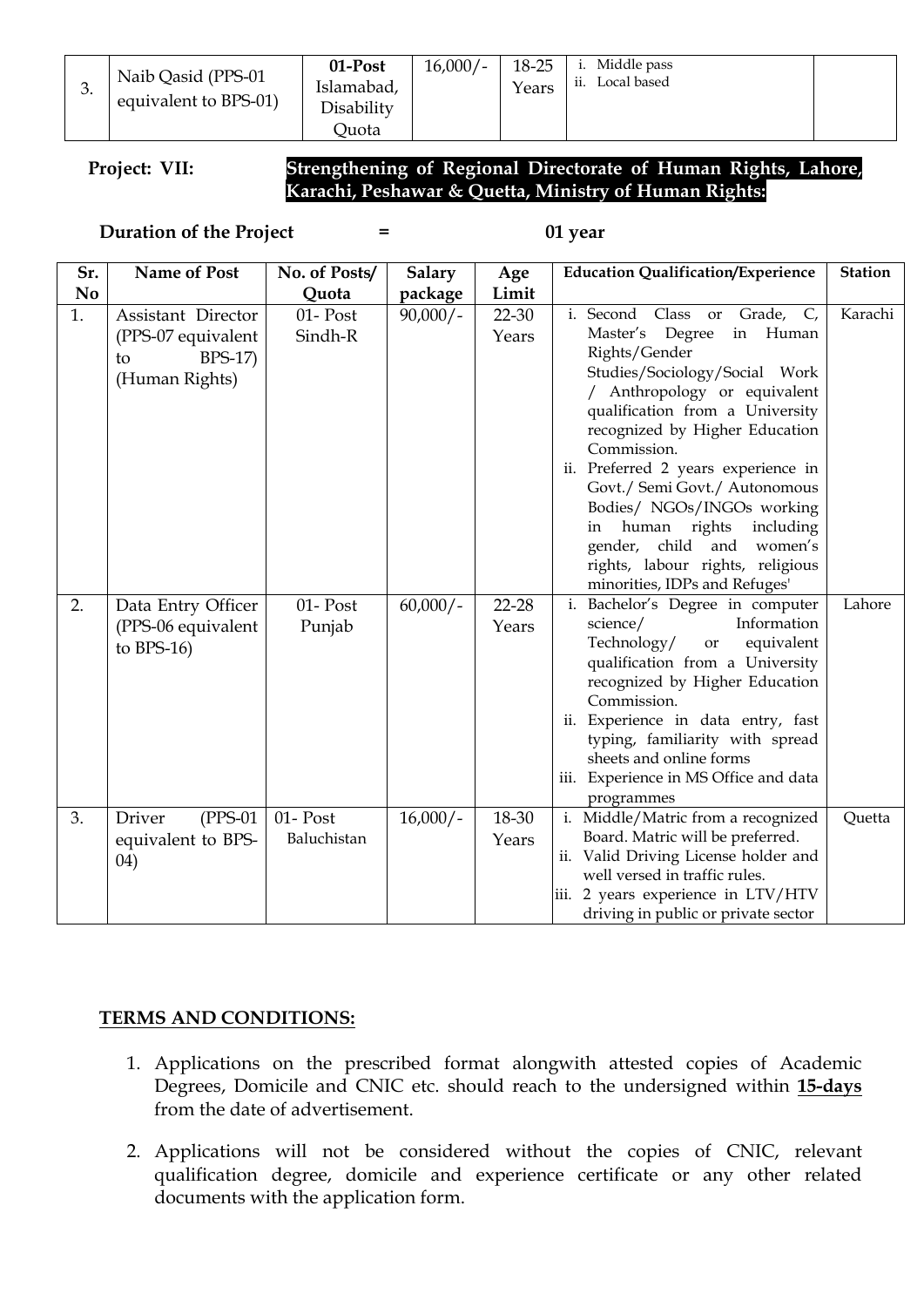| 3. | Naib Qasid (PPS-01 equivalent to BPS-01) | **01-Post** Islamabad, Disability Quota | 16,000/- | 18-25 Years | i. Middle pass<br>ii. Local based | |
|---|---|---|---|---|---|---|

**Project: VII:** **Strengthening of Regional Directorate of Human Rights, Lahore, Karachi, Peshawar & Quetta, Ministry of Human Rights:**

**Duration of the Project = 01 year**

| Sr. No | Name of Post | No. of Posts/ Quota | Salary package | Age Limit | Education Qualification/Experience | Station |
|---|---|---|---|---|---|---|
| 1. | Assistant Director (PPS-07 equivalent to BPS-17) (Human Rights) | 01- Post Sindh-R | 90,000/- | 22-30 Years | i. Second Class or Grade, C, Master's Degree in Human Rights/Gender Studies/Sociology/Social Work / Anthropology or equivalent qualification from a University recognized by Higher Education Commission.<br>ii. Preferred 2 years experience in Govt./ Semi Govt./ Autonomous Bodies/ NGOs/INGOs working in human rights including gender, child and women's rights, labour rights, religious minorities, IDPs and Refuges' | Karachi |
| 2. | Data Entry Officer (PPS-06 equivalent to BPS-16) | 01- Post Punjab | 60,000/- | 22-28 Years | i. Bachelor's Degree in computer science/ Information Technology/ or equivalent qualification from a University recognized by Higher Education Commission.<br>ii. Experience in data entry, fast typing, familiarity with spread sheets and online forms<br>iii. Experience in MS Office and data programmes | Lahore |
| 3. | Driver (PPS-01 equivalent to BPS-04) | 01- Post Baluchistan | 16,000/- | 18-30 Years | i. Middle/Matric from a recognized Board. Matric will be preferred.<br>ii. Valid Driving License holder and well versed in traffic rules.<br>iii. 2 years experience in LTV/HTV driving in public or private sector | Quetta |

**TERMS AND CONDITIONS:**

1. Applications on the prescribed format alongwith attested copies of Academic Degrees, Domicile and CNIC etc. should reach to the undersigned within **15-days** from the date of advertisement.

2. Applications will not be considered without the copies of CNIC, relevant qualification degree, domicile and experience certificate or any other related documents with the application form.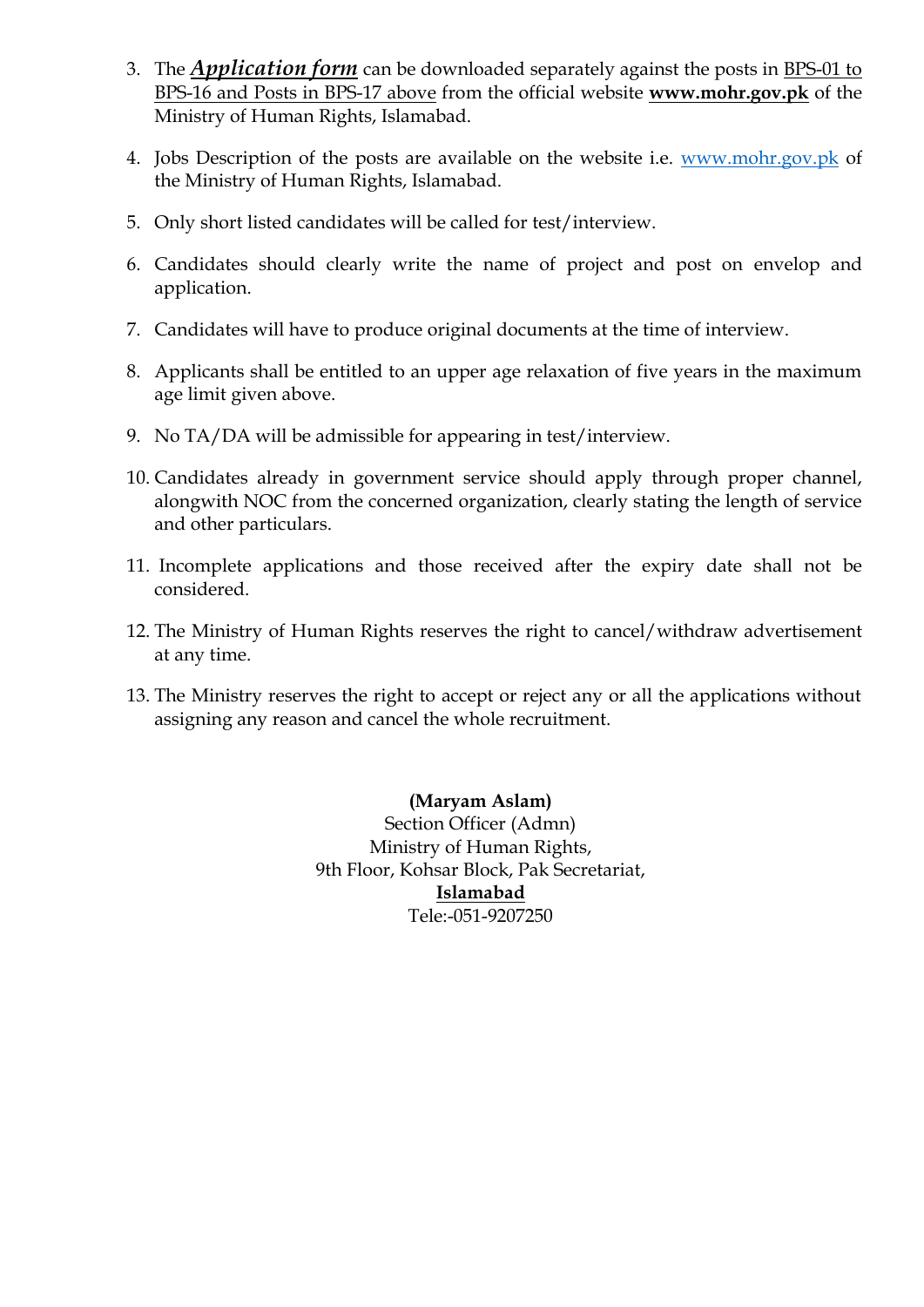3. The ***Application form*** can be downloaded separately against the posts in BPS-01 to BPS-16 and Posts in BPS-17 above from the official website **www.mohr.gov.pk** of the Ministry of Human Rights, Islamabad.

4. Jobs Description of the posts are available on the website i.e. www.mohr.gov.pk of the Ministry of Human Rights, Islamabad.

5. Only short listed candidates will be called for test/interview.

6. Candidates should clearly write the name of project and post on envelop and application.

7. Candidates will have to produce original documents at the time of interview.

8. Applicants shall be entitled to an upper age relaxation of five years in the maximum age limit given above.

9. No TA/DA will be admissible for appearing in test/interview.

10. Candidates already in government service should apply through proper channel, alongwith NOC from the concerned organization, clearly stating the length of service and other particulars.

11. Incomplete applications and those received after the expiry date shall not be considered.

12. The Ministry of Human Rights reserves the right to cancel/withdraw advertisement at any time.

13. The Ministry reserves the right to accept or reject any or all the applications without assigning any reason and cancel the whole recruitment.

**(Maryam Aslam)**
Section Officer (Admn)
Ministry of Human Rights,
9th Floor, Kohsar Block, Pak Secretariat,
**Islamabad**
Tele:-051-9207250